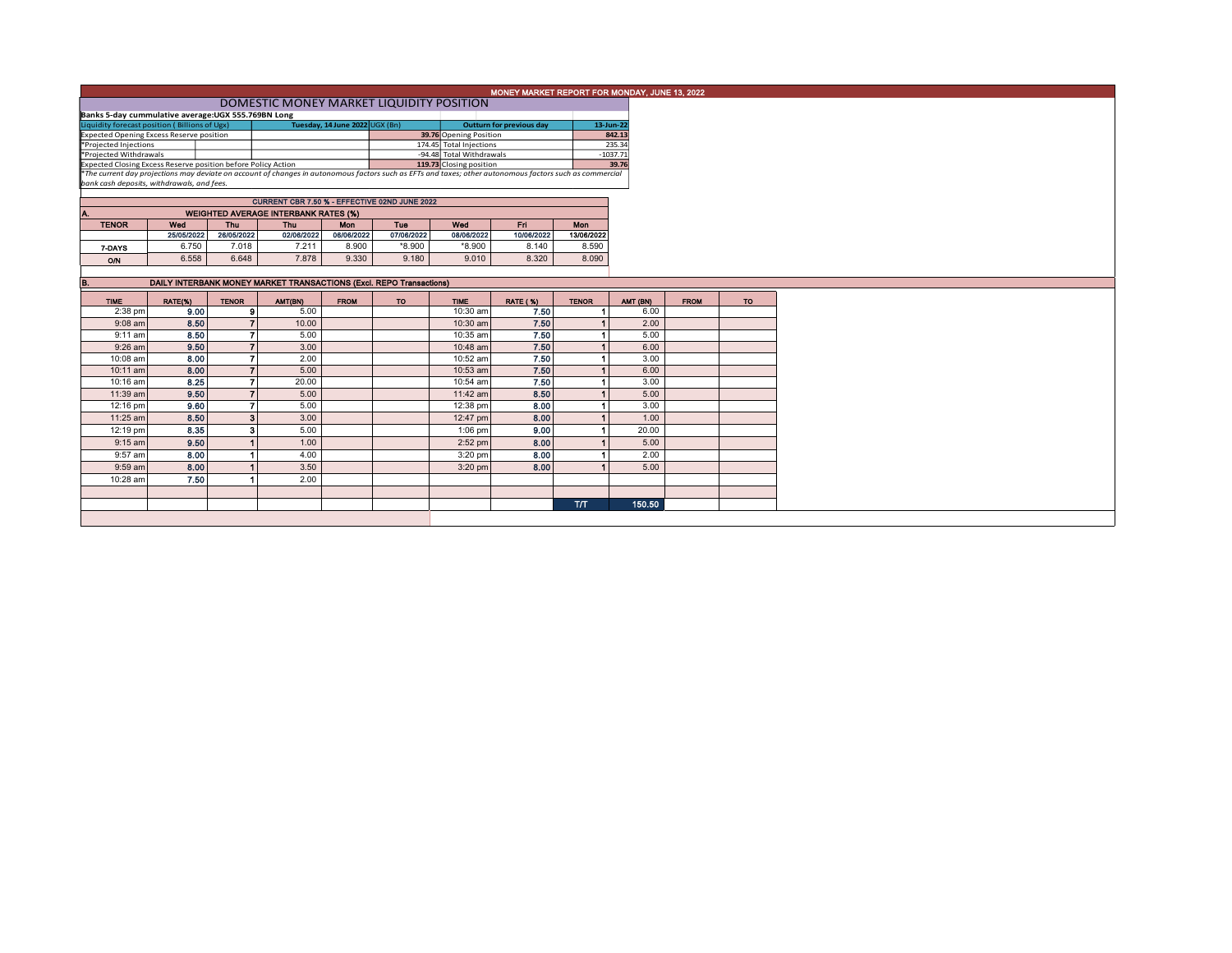# MONEY MARKET REPORT FOR MONDAY, JUNE 13, 2022

## DOMESTIC MONEY MARKET LIQUIDITY POSITION

**Banks 5-day cummulative average:UGX 555.769BN Long**

| Liquidity forecast position ( Billions of Ugx) | | | Tuesday, 14 June 2022 UGX (Bn) | | Outturn for previous day | 13-Jun-22 |
|---|---|---|---|---|---|---|
| Expected Opening Excess Reserve position | | | | 39.76 | Opening Position | 842.13 |
| *Projected Injections | | | | 174.45 | Total Injections | 235.34 |
| *Projected Withdrawals | | | | -94.48 | Total Withdrawals | -1037.71 |
| Expected Closing Excess Reserve position before Policy Action | | | | 119.73 | Closing position | 39.76 |

*The current day projections may deviate on account of changes in autonomous factors such as EFTs and taxes; other autonomous factors such as commercial bank cash deposits, withdrawals, and fees.*

### CURRENT CBR 7.50 % - EFFECTIVE 02ND JUNE 2022

### A. WEIGHTED AVERAGE INTERBANK RATES (%)

| TENOR | Wed | Thu | Thu | Mon | Tue | Wed | Fri | Mon |
|---|---|---|---|---|---|---|---|---|
| | 25/05/2022 | 26/05/2022 | 02/06/2022 | 06/06/2022 | 07/06/2022 | 08/06/2022 | 10/06/2022 | 13/06/2022 |
| 7-DAYS | 6.750 | 7.018 | 7.211 | 8.900 | *8.900 | *8.900 | 8.140 | 8.590 |
| O/N | 6.558 | 6.648 | 7.878 | 9.330 | 9.180 | 9.010 | 8.320 | 8.090 |

### B. DAILY INTERBANK MONEY MARKET TRANSACTIONS (Excl. REPO Transactions)

| TIME | RATE(%) | TENOR | AMT(BN) | FROM | TO | TIME | RATE (%) | TENOR | AMT (BN) | FROM | TO |
|---|---|---|---|---|---|---|---|---|---|---|---|
| 2:38 pm | 9.00 | 9 | 5.00 | | | 10:30 am | 7.50 | 1 | 6.00 | | |
| 9:08 am | 8.50 | 7 | 10.00 | | | 10:30 am | 7.50 | 1 | 2.00 | | |
| 9:11 am | 8.50 | 7 | 5.00 | | | 10:35 am | 7.50 | 1 | 5.00 | | |
| 9:26 am | 9.50 | 7 | 3.00 | | | 10:48 am | 7.50 | 1 | 6.00 | | |
| 10:08 am | 8.00 | 7 | 2.00 | | | 10:52 am | 7.50 | 1 | 3.00 | | |
| 10:11 am | 8.00 | 7 | 5.00 | | | 10:53 am | 7.50 | 1 | 6.00 | | |
| 10:16 am | 8.25 | 7 | 20.00 | | | 10:54 am | 7.50 | 1 | 3.00 | | |
| 11:39 am | 9.50 | 7 | 5.00 | | | 11:42 am | 8.50 | 1 | 5.00 | | |
| 12:16 pm | 9.60 | 7 | 5.00 | | | 12:38 pm | 8.00 | 1 | 3.00 | | |
| 11:25 am | 8.50 | 3 | 3.00 | | | 12:47 pm | 8.00 | 1 | 1.00 | | |
| 12:19 pm | 8.35 | 3 | 5.00 | | | 1:06 pm | 9.00 | 1 | 20.00 | | |
| 9:15 am | 9.50 | 1 | 1.00 | | | 2:52 pm | 8.00 | 1 | 5.00 | | |
| 9:57 am | 8.00 | 1 | 4.00 | | | 3:20 pm | 8.00 | 1 | 2.00 | | |
| 9:59 am | 8.00 | 1 | 3.50 | | | 3:20 pm | 8.00 | 1 | 5.00 | | |
| 10:28 am | 7.50 | 1 | 2.00 | | | | | | | | |
| | | | | | | | | T/T | 150.50 | | |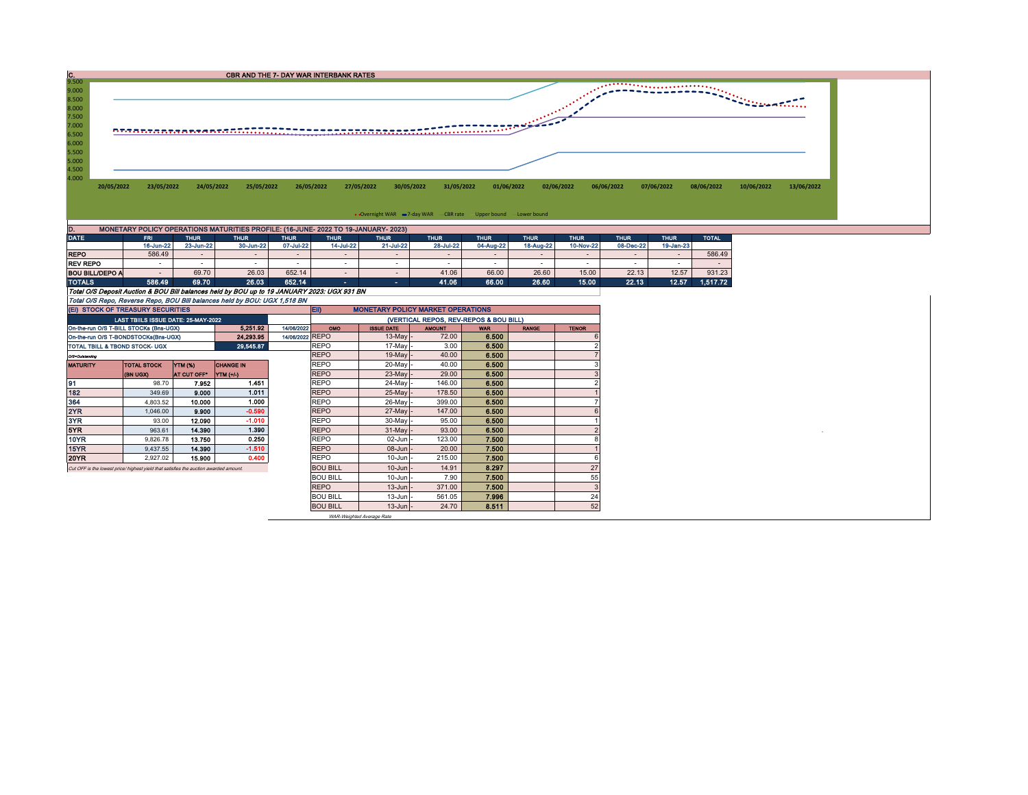## C. CBR AND THE 7- DAY WAR INTERBANK RATES

Overnight WAR | 7-day WAR | CBR rate | Upper bound | Lower bound

Dates: 20/05/2022, 23/05/2022, 24/05/2022, 25/05/2022, 26/05/2022, 27/05/2022, 30/05/2022, 31/05/2022, 01/06/2022, 02/06/2022, 06/06/2022, 07/06/2022, 08/06/2022, 10/06/2022, 13/06/2022

## D. MONETARY POLICY OPERATIONS MATURITIES PROFILE: (16-JUNE- 2022 TO 19-JANUARY- 2023)

| DATE | FRI | THUR | THUR | THUR | THUR | THUR | THUR | THUR | THUR | THUR | THUR | THUR | TOTAL |
|---|---|---|---|---|---|---|---|---|---|---|---|---|---|
| | 16-Jun-22 | 23-Jun-22 | 30-Jun-22 | 07-Jul-22 | 14-Jul-22 | 21-Jul-22 | 28-Jul-22 | 04-Aug-22 | 18-Aug-22 | 10-Nov-22 | 08-Dec-22 | 19-Jan-23 | |
| REPO | 586.49 | - | - | - | - | - | - | - | - | - | - | - | 586.49 |
| REV REPO | - | - | - | - | - | - | - | - | - | - | - | - | - |
| BOU BILL/DEPO A | - | 69.70 | 26.03 | 652.14 | - | - | 41.06 | 66.00 | 26.60 | 15.00 | 22.13 | 12.57 | 931.23 |
| TOTALS | 586.49 | 69.70 | 26.03 | 652.14 | - | - | 41.06 | 66.00 | 26.60 | 15.00 | 22.13 | 12.57 | 1,517.72 |

*Total O/S Deposit Auction & BOU Bill balances held by BOU up to 19 JANUARY 2023: UGX 931 BN*

*Total O/S Repo, Reverse Repo, BOU Bill balances held by BOU: UGX 1,518 BN*

## (EI) STOCK OF TREASURY SECURITIES

| LAST TBIILS ISSUE DATE: 25-MAY-2022 | | |
|---|---|---|
| On-the-run O/S T-BILL STOCKs (Bns-UGX) | 5,251.92 | 14/06/2022 |
| On-the-run O/S T-BONDSTOCKs(Bns-UGX) | 24,293.95 | 14/06/2022 |
| TOTAL TBILL & TBOND STOCK- UGX | 29,545.87 | |

*O/S=Outstanding*

| MATURITY | TOTAL STOCK (BN UGX) | YTM (%) AT CUT OFF* | CHANGE IN YTM (+/-) |
|---|---|---|---|
| 91 | 98.70 | 7.952 | 1.451 |
| 182 | 349.69 | 9.000 | 1.011 |
| 364 | 4,803.52 | 10.000 | 1.000 |
| 2YR | 1,046.00 | 9.900 | -0.590 |
| 3YR | 93.00 | 12.090 | -1.010 |
| 5YR | 963.61 | 14.390 | 1.390 |
| 10YR | 9,826.78 | 13.750 | 0.250 |
| 15YR | 9,437.55 | 14.390 | -1.510 |
| 20YR | 2,927.02 | 15.900 | 0.400 |

*Cut OFF is the lowest price/ highest yield that satisfies the auction awarded amount.*

## EII) MONETARY POLICY MARKET OPERATIONS

(VERTICAL REPOS, REV-REPOS & BOU BILL)

| OMO | ISSUE DATE | | AMOUNT | WAR | RANGE | TENOR |
|---|---|---|---|---|---|---|
| REPO | 13-May | - | 72.00 | 6.500 | | 6 |
| REPO | 17-May | - | 3.00 | 6.500 | | 2 |
| REPO | 19-May | - | 40.00 | 6.500 | | 7 |
| REPO | 20-May | - | 40.00 | 6.500 | | 3 |
| REPO | 23-May | - | 29.00 | 6.500 | | 3 |
| REPO | 24-May | - | 146.00 | 6.500 | | 2 |
| REPO | 25-May | - | 178.50 | 6.500 | | 1 |
| REPO | 26-May | - | 399.00 | 6.500 | | 7 |
| REPO | 27-May | - | 147.00 | 6.500 | | 6 |
| REPO | 30-May | - | 95.00 | 6.500 | | 1 |
| REPO | 31-May | - | 93.00 | 6.500 | | 2 |
| REPO | 02-Jun | - | 123.00 | 7.500 | | 8 |
| REPO | 08-Jun | - | 20.00 | 7.500 | | 1 |
| REPO | 10-Jun | - | 215.00 | 7.500 | | 6 |
| BOU BILL | 10-Jun | - | 14.91 | 8.297 | | 27 |
| BOU BILL | 10-Jun | - | 7.90 | 7.500 | | 55 |
| REPO | 13-Jun | - | 371.00 | 7.500 | | 3 |
| BOU BILL | 13-Jun | - | 561.05 | 7.996 | | 24 |
| BOU BILL | 13-Jun | - | 24.70 | 8.511 | | 52 |

*WAR-Weighted Average Rate*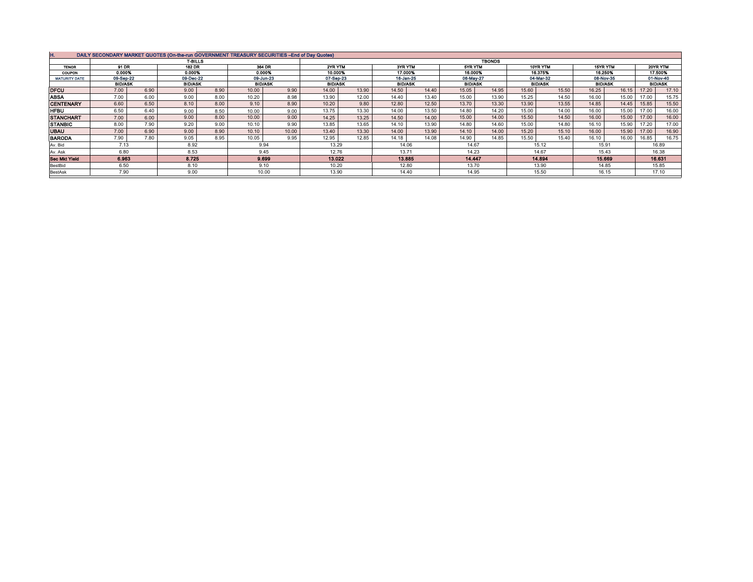| H. | DAILY SECONDARY MARKET QUOTES (On-the-run GOVERNMENT TREASURY SECURITIES –End of Day Quotes) | | | | | | | | | | | | | | | | | |
|---|---|---|---|---|---|---|---|---|---|---|---|---|---|---|---|---|---|---|
| | T-BILLS | | | | | | TBONDS | | | | | | | | | | | |
| TENOR | 91 DR | | 182 DR | | 364 DR | | 2YR YTM | | 3YR YTM | | 5YR YTM | | 10YR YTM | | 15YR YTM | | 20YR YTM | |
| COUPON | 0.000% | | 0.000% | | 0.000% | | 10.000% | | 17.000% | | 16.000% | | 16.375% | | 16.250% | | 17.500% | |
| MATURITY DATE | 09-Sep-22 | | 09-Dec-22 | | 09-Jun-23 | | 07-Sep-23 | | 16-Jan-25 | | 08-May-27 | | 04-Mar-32 | | 08-Nov-35 | | 01-Nov-40 | |
| | BID/ASK | | BID/ASK | | BID/ASK | | BID/ASK | | BID/ASK | | BID/ASK | | BID/ASK | | BID/ASK | | BID/ASK | |
| DFCU | 7.00 | 6.90 | 9.00 | 8.90 | 10.00 | 9.90 | 14.00 | 13.90 | 14.50 | 14.40 | 15.05 | 14.95 | 15.60 | 15.50 | 16.25 | 16.15 | 17.20 | 17.10 |
| ABSA | 7.00 | 6.00 | 9.00 | 8.00 | 10.20 | 8.98 | 13.90 | 12.00 | 14.40 | 13.40 | 15.00 | 13.90 | 15.25 | 14.50 | 16.00 | 15.00 | 17.00 | 15.75 |
| CENTENARY | 6.60 | 6.50 | 8.10 | 8.00 | 9.10 | 8.90 | 10.20 | 9.80 | 12.80 | 12.50 | 13.70 | 13.30 | 13.90 | 13.55 | 14.85 | 14.45 | 15.85 | 15.50 |
| HFBU | 6.50 | 6.40 | 9.00 | 8.50 | 10.00 | 9.00 | 13.75 | 13.30 | 14.00 | 13.50 | 14.80 | 14.20 | 15.00 | 14.00 | 16.00 | 15.00 | 17.00 | 16.00 |
| STANCHART | 7.00 | 6.00 | 9.00 | 8.00 | 10.00 | 9.00 | 14.25 | 13.25 | 14.50 | 14.00 | 15.00 | 14.00 | 15.50 | 14.50 | 16.00 | 15.00 | 17.00 | 16.00 |
| STANBIC | 8.00 | 7.90 | 9.20 | 9.00 | 10.10 | 9.90 | 13.85 | 13.65 | 14.10 | 13.90 | 14.80 | 14.60 | 15.00 | 14.80 | 16.10 | 15.90 | 17.20 | 17.00 |
| UBAU | 7.00 | 6.90 | 9.00 | 8.90 | 10.10 | 10.00 | 13.40 | 13.30 | 14.00 | 13.90 | 14.10 | 14.00 | 15.20 | 15.10 | 16.00 | 15.90 | 17.00 | 16.90 |
| BARODA | 7.90 | 7.80 | 9.05 | 8.95 | 10.05 | 9.95 | 12.95 | 12.85 | 14.18 | 14.08 | 14.90 | 14.85 | 15.50 | 15.40 | 16.10 | 16.00 | 16.85 | 16.75 |
| Av. Bid | 7.13 | | 8.92 | | 9.94 | | 13.29 | | 14.06 | | 14.67 | | 15.12 | | 15.91 | | 16.89 | |
| Av. Ask | 6.80 | | 8.53 | | 9.45 | | 12.76 | | 13.71 | | 14.23 | | 14.67 | | 15.43 | | 16.38 | |
| **Sec Mkt Yield** | **6.963** | | **8.725** | | **9.699** | | **13.022** | | **13.885** | | **14.447** | | **14.894** | | **15.669** | | **16.631** | |
| BestBid | 6.50 | | 8.10 | | 9.10 | | 10.20 | | 12.80 | | 13.70 | | 13.90 | | 14.85 | | 15.85 | |
| BestAsk | 7.90 | | 9.00 | | 10.00 | | 13.90 | | 14.40 | | 14.95 | | 15.50 | | 16.15 | | 17.10 | |